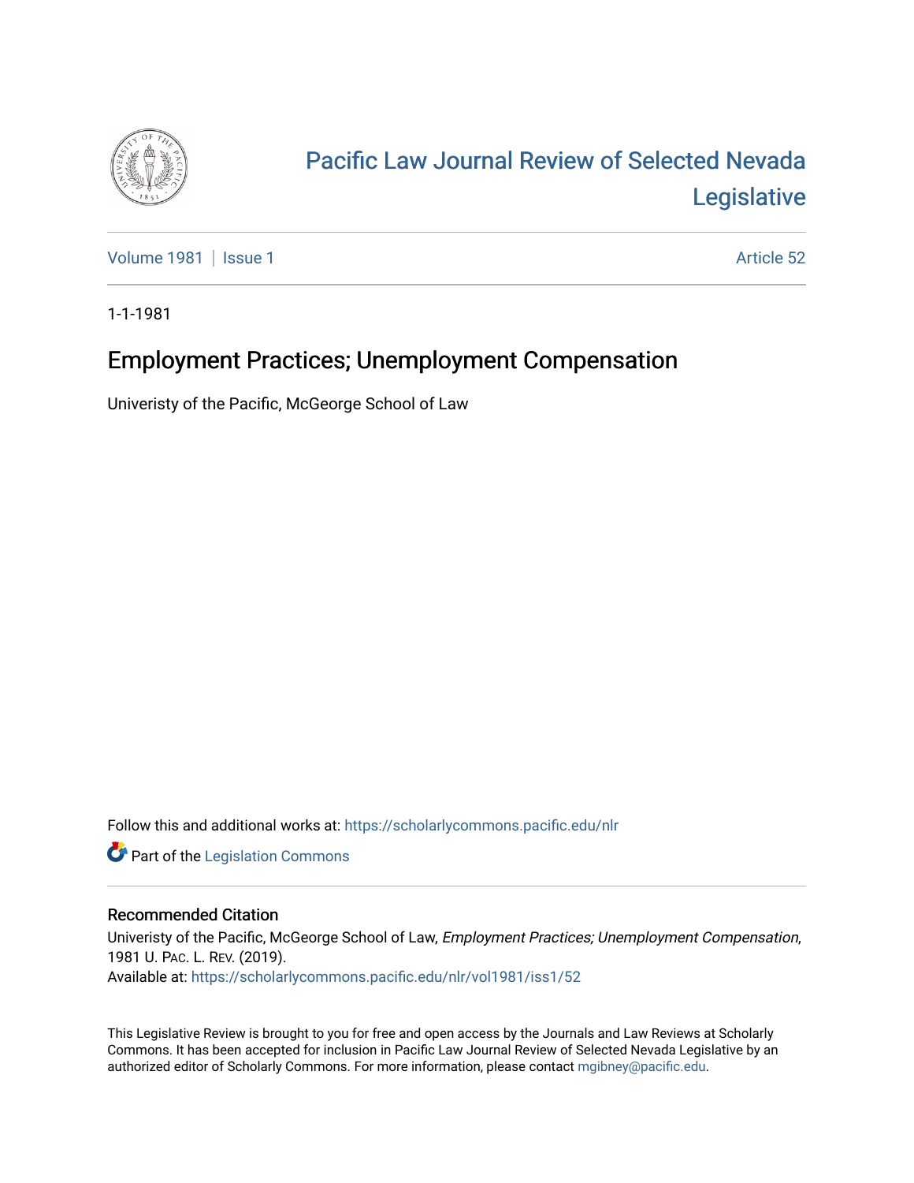# Pacific Law Journal Review of Selected Nevada Legislative

Volume 1981 | Issue 1 | Article 52

1-1-1981

## Employment Practices; Unemployment Compensation

Univeristy of the Pacific, McGeorge School of Law

Follow this and additional works at: https://scholarlycommons.pacific.edu/nlr

Part of the Legislation Commons

### Recommended Citation

Univeristy of the Pacific, McGeorge School of Law, *Employment Practices; Unemployment Compensation*, 1981 U. Pac. L. Rev. (2019).
Available at: https://scholarlycommons.pacific.edu/nlr/vol1981/iss1/52

This Legislative Review is brought to you for free and open access by the Journals and Law Reviews at Scholarly Commons. It has been accepted for inclusion in Pacific Law Journal Review of Selected Nevada Legislative by an authorized editor of Scholarly Commons. For more information, please contact mgibney@pacific.edu.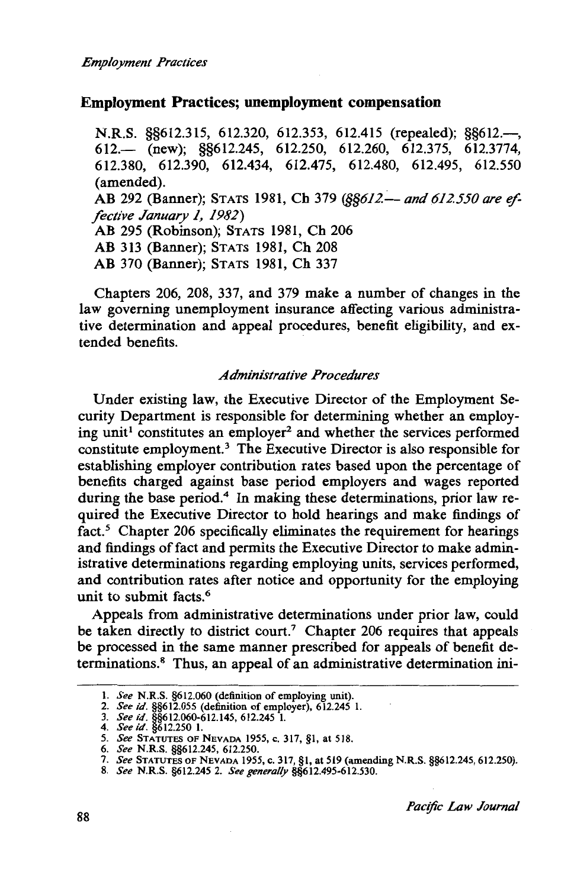## Employment Practices; unemployment compensation

N.R.S. §§612.315, 612.320, 612.353, 612.415 (repealed); §§612.—, 612.— (new); §§612.245, 612.250, 612.260, 612.375, 612.3774, 612.380, 612.390, 612.434, 612.475, 612.480, 612.495, 612.550 (amended).

AB 292 (Banner); STATS 1981, Ch 379 (*§§612.— and 612.550 are effective January 1, 1982*)

AB 295 (Robinson); STATS 1981, Ch 206

AB 313 (Banner); STATS 1981, Ch 208

AB 370 (Banner); STATS 1981, Ch 337

Chapters 206, 208, 337, and 379 make a number of changes in the law governing unemployment insurance affecting various administrative determination and appeal procedures, benefit eligibility, and extended benefits.

### *Administrative Procedures*

Under existing law, the Executive Director of the Employment Security Department is responsible for determining whether an employing unit[1] constitutes an employer[2] and whether the services performed constitute employment.[3] The Executive Director is also responsible for establishing employer contribution rates based upon the percentage of benefits charged against base period employers and wages reported during the base period.[4] In making these determinations, prior law required the Executive Director to hold hearings and make findings of fact.[5] Chapter 206 specifically eliminates the requirement for hearings and findings of fact and permits the Executive Director to make administrative determinations regarding employing units, services performed, and contribution rates after notice and opportunity for the employing unit to submit facts.[6]

Appeals from administrative determinations under prior law, could be taken directly to district court.[7] Chapter 206 requires that appeals be processed in the same manner prescribed for appeals of benefit determinations.[8] Thus, an appeal of an administrative determination ini-

---

1. *See* N.R.S. §612.060 (definition of employing unit).
2. *See id.* §§612.055 (definition of employer), 612.245 1.
3. *See id.* §§612.060-612.145, 612.245 1.
4. *See id.* §612.250 1.
5. *See* STATUTES OF NEVADA 1955, c. 317, §1, at 518.
6. *See* N.R.S. §§612.245, 612.250.
7. *See* STATUTES OF NEVADA 1955, c. 317, §1, at 519 (amending N.R.S. §§612.245, 612.250).
8. *See* N.R.S. §612.245 2. *See generally* §§612.495-612.530.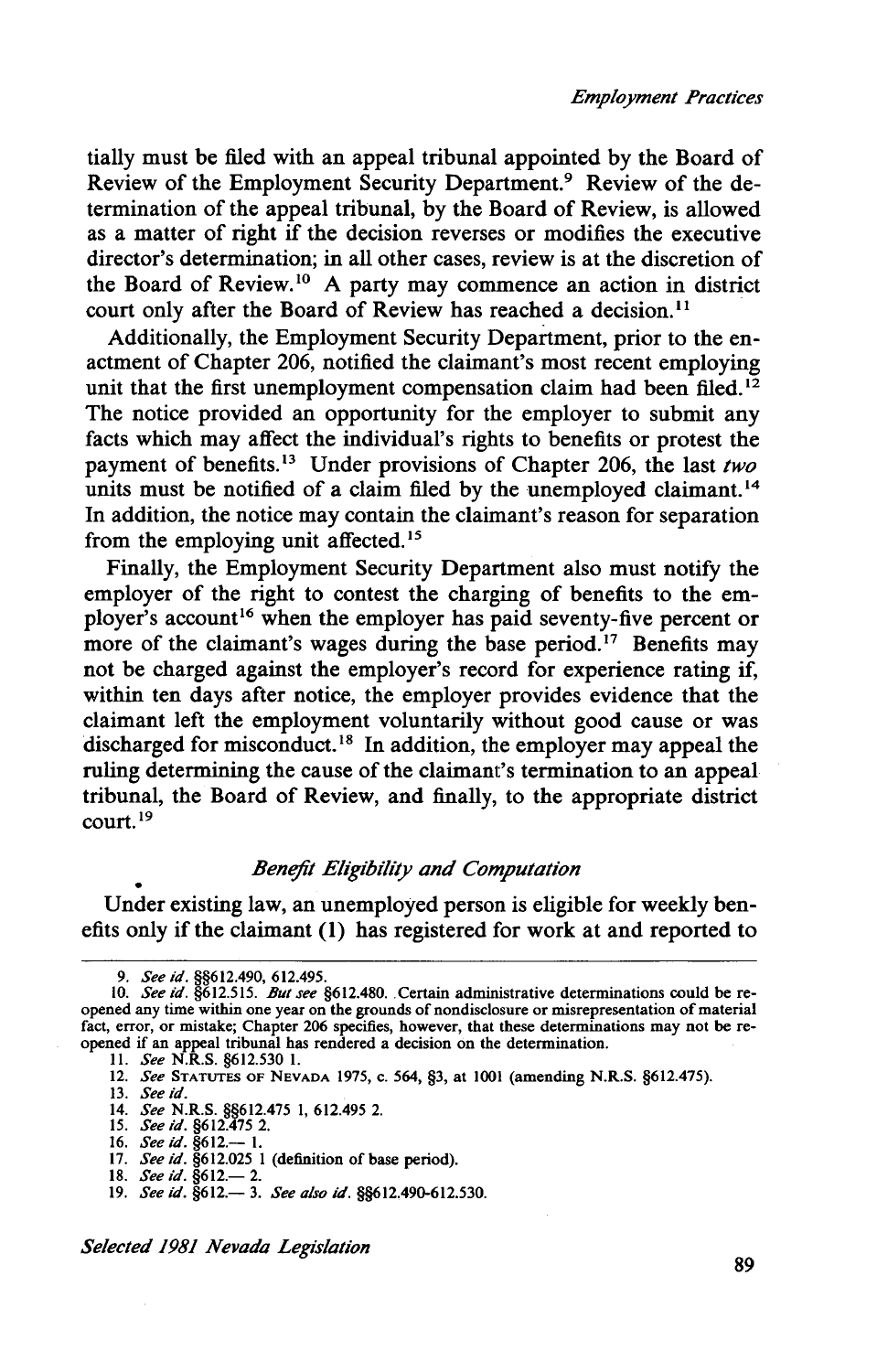tially must be filed with an appeal tribunal appointed by the Board of Review of the Employment Security Department.[9] Review of the determination of the appeal tribunal, by the Board of Review, is allowed as a matter of right if the decision reverses or modifies the executive director's determination; in all other cases, review is at the discretion of the Board of Review.[10] A party may commence an action in district court only after the Board of Review has reached a decision.[11]

Additionally, the Employment Security Department, prior to the enactment of Chapter 206, notified the claimant's most recent employing unit that the first unemployment compensation claim had been filed.[12] The notice provided an opportunity for the employer to submit any facts which may affect the individual's rights to benefits or protest the payment of benefits.[13] Under provisions of Chapter 206, the last *two* units must be notified of a claim filed by the unemployed claimant.[14] In addition, the notice may contain the claimant's reason for separation from the employing unit affected.[15]

Finally, the Employment Security Department also must notify the employer of the right to contest the charging of benefits to the employer's account[16] when the employer has paid seventy-five percent or more of the claimant's wages during the base period.[17] Benefits may not be charged against the employer's record for experience rating if, within ten days after notice, the employer provides evidence that the claimant left the employment voluntarily without good cause or was discharged for misconduct.[18] In addition, the employer may appeal the ruling determining the cause of the claimant's termination to an appeal tribunal, the Board of Review, and finally, to the appropriate district court.[19]

### *Benefit Eligibility and Computation*

Under existing law, an unemployed person is eligible for weekly benefits only if the claimant (1) has registered for work at and reported to

---

9. *See id.* §§612.490, 612.495.
10. *See id.* §612.515. *But see* §612.480. Certain administrative determinations could be reopened any time within one year on the grounds of nondisclosure or misrepresentation of material fact, error, or mistake; Chapter 206 specifies, however, that these determinations may not be reopened if an appeal tribunal has rendered a decision on the determination.
11. *See* N.R.S. §612.530 1.
12. *See* STATUTES OF NEVADA 1975, c. 564, §3, at 1001 (amending N.R.S. §612.475).
13. *See id.*
14. *See* N.R.S. §§612.475 1, 612.495 2.
15. *See id.* §612.475 2.
16. *See id.* §612.— 1.
17. *See id.* §612.025 1 (definition of base period).
18. *See id.* §612.— 2.
19. *See id.* §612.— 3. *See also id.* §§612.490-612.530.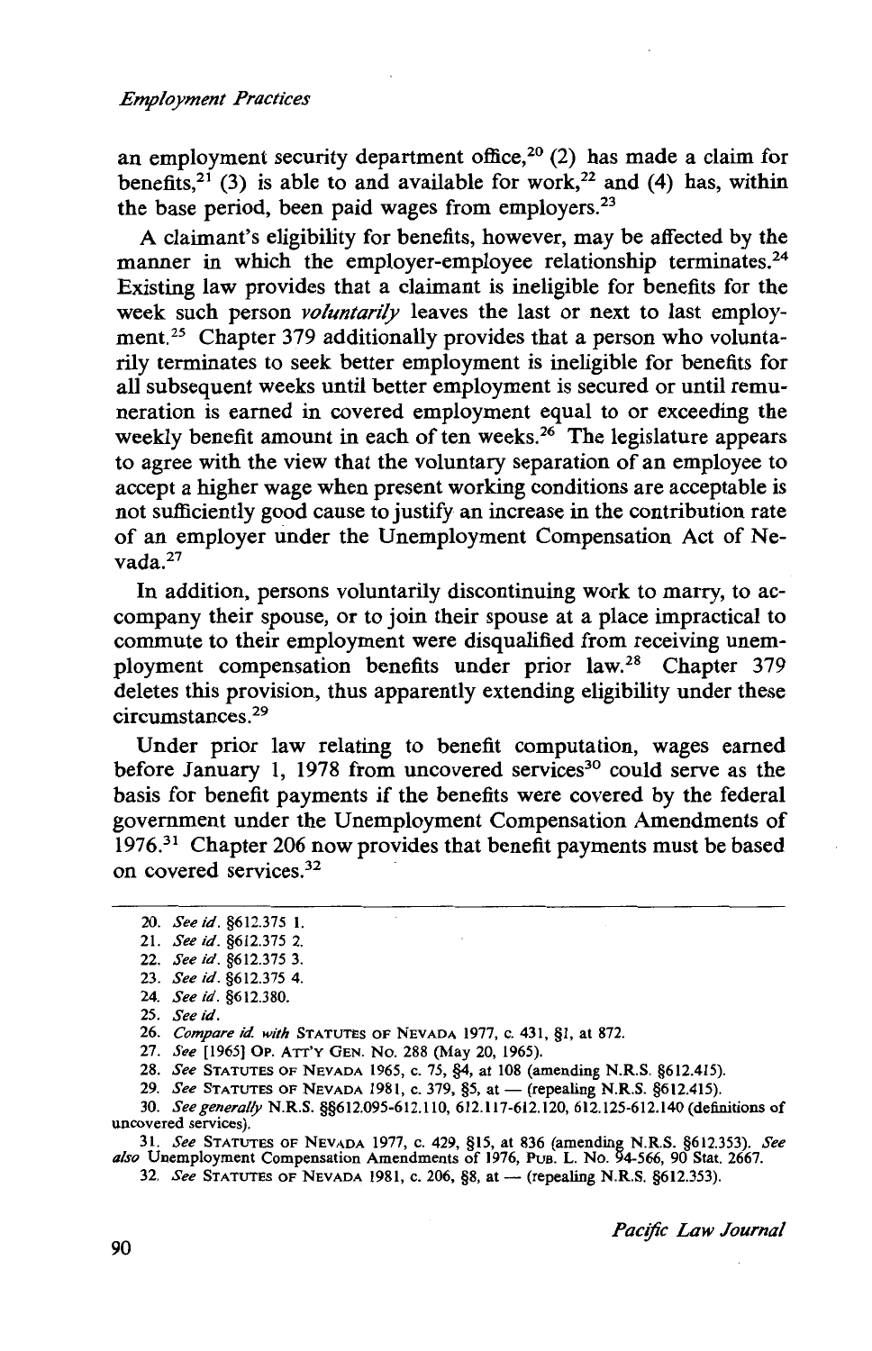an employment security department office,[20] (2) has made a claim for benefits,[21] (3) is able to and available for work,[22] and (4) has, within the base period, been paid wages from employers.[23]

A claimant's eligibility for benefits, however, may be affected by the manner in which the employer-employee relationship terminates.[24] Existing law provides that a claimant is ineligible for benefits for the week such person *voluntarily* leaves the last or next to last employment.[25] Chapter 379 additionally provides that a person who voluntarily terminates to seek better employment is ineligible for benefits for all subsequent weeks until better employment is secured or until remuneration is earned in covered employment equal to or exceeding the weekly benefit amount in each of ten weeks.[26] The legislature appears to agree with the view that the voluntary separation of an employee to accept a higher wage when present working conditions are acceptable is not sufficiently good cause to justify an increase in the contribution rate of an employer under the Unemployment Compensation Act of Nevada.[27]

In addition, persons voluntarily discontinuing work to marry, to accompany their spouse, or to join their spouse at a place impractical to commute to their employment were disqualified from receiving unemployment compensation benefits under prior law.[28] Chapter 379 deletes this provision, thus apparently extending eligibility under these circumstances.[29]

Under prior law relating to benefit computation, wages earned before January 1, 1978 from uncovered services[30] could serve as the basis for benefit payments if the benefits were covered by the federal government under the Unemployment Compensation Amendments of 1976.[31] Chapter 206 now provides that benefit payments must be based on covered services.[32]

---

20. *See id.* §612.375 1.
21. *See id.* §612.375 2.
22. *See id.* §612.375 3.
23. *See id.* §612.375 4.
24. *See id.* §612.380.
25. *See id.*
26. *Compare id. with* STATUTES OF NEVADA 1977, c. 431, §1, at 872.
27. *See* [1965] OP. ATT'Y GEN. NO. 288 (May 20, 1965).
28. *See* STATUTES OF NEVADA 1965, c. 75, §4, at 108 (amending N.R.S. §612.415).
29. *See* STATUTES OF NEVADA 1981, c. 379, §5, at — (repealing N.R.S. §612.415).
30. *See generally* N.R.S. §§612.095-612.110, 612.117-612.120, 612.125-612.140 (definitions of uncovered services).
31. *See* STATUTES OF NEVADA 1977, c. 429, §15, at 836 (amending N.R.S. §612.353). *See also* Unemployment Compensation Amendments of 1976, PUB. L. NO. 94-566, 90 Stat. 2667.
32. *See* STATUTES OF NEVADA 1981, c. 206, §8, at — (repealing N.R.S. §612.353).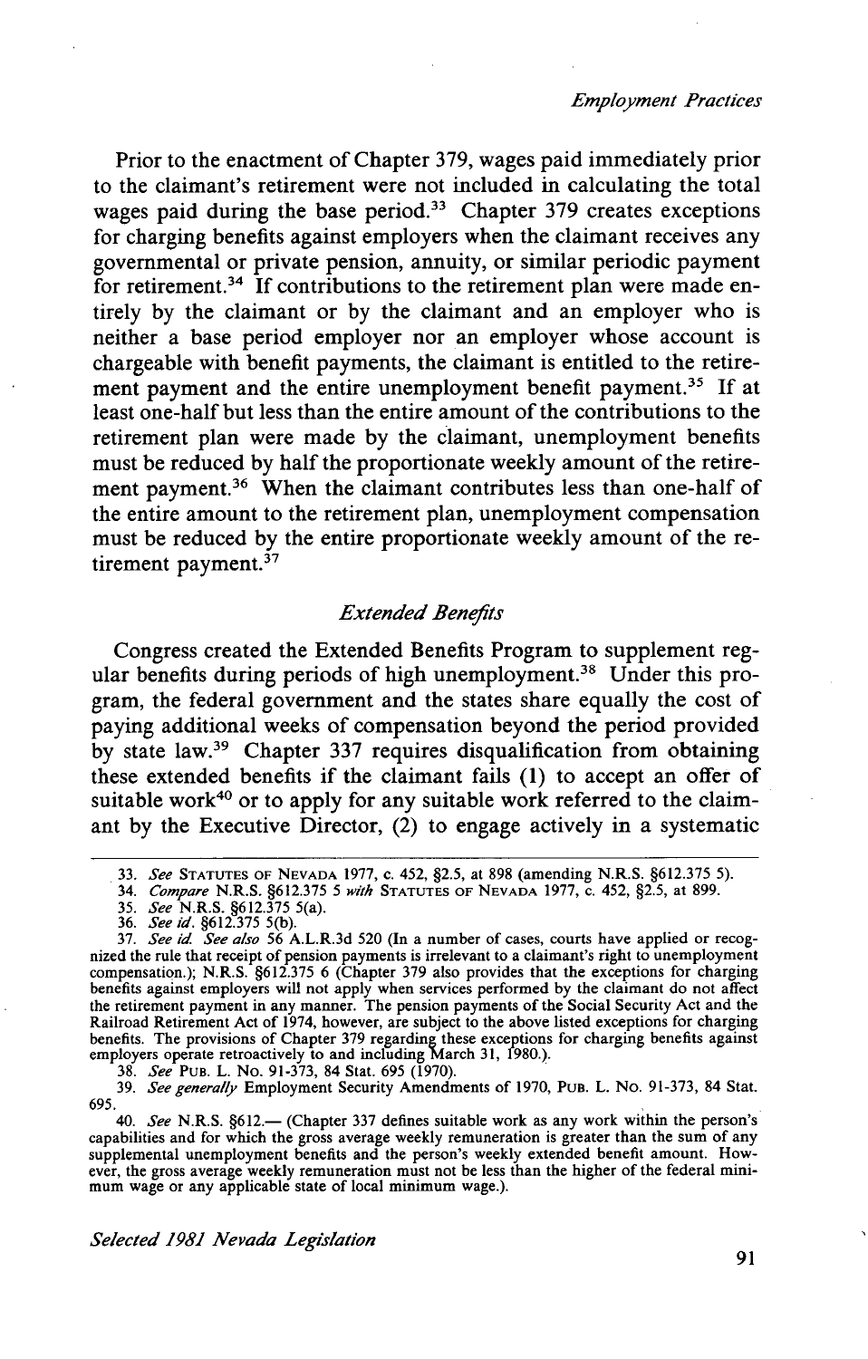Prior to the enactment of Chapter 379, wages paid immediately prior to the claimant's retirement were not included in calculating the total wages paid during the base period.[33] Chapter 379 creates exceptions for charging benefits against employers when the claimant receives any governmental or private pension, annuity, or similar periodic payment for retirement.[34] If contributions to the retirement plan were made entirely by the claimant or by the claimant and an employer who is neither a base period employer nor an employer whose account is chargeable with benefit payments, the claimant is entitled to the retirement payment and the entire unemployment benefit payment.[35] If at least one-half but less than the entire amount of the contributions to the retirement plan were made by the claimant, unemployment benefits must be reduced by half the proportionate weekly amount of the retirement payment.[36] When the claimant contributes less than one-half of the entire amount to the retirement plan, unemployment compensation must be reduced by the entire proportionate weekly amount of the retirement payment.[37]

### *Extended Benefits*

Congress created the Extended Benefits Program to supplement regular benefits during periods of high unemployment.[38] Under this program, the federal government and the states share equally the cost of paying additional weeks of compensation beyond the period provided by state law.[39] Chapter 337 requires disqualification from obtaining these extended benefits if the claimant fails (1) to accept an offer of suitable work[40] or to apply for any suitable work referred to the claimant by the Executive Director, (2) to engage actively in a systematic

---

33. *See* STATUTES OF NEVADA 1977, c. 452, §2.5, at 898 (amending N.R.S. §612.375 5).

34. *Compare* N.R.S. §612.375 5 *with* STATUTES OF NEVADA 1977, c. 452, §2.5, at 899.

35. *See* N.R.S. §612.375 5(a).

36. *See id.* §612.375 5(b).

37. *See id.* *See also* 56 A.L.R.3d 520 (In a number of cases, courts have applied or recognized the rule that receipt of pension payments is irrelevant to a claimant's right to unemployment compensation.); N.R.S. §612.375 6 (Chapter 379 also provides that the exceptions for charging benefits against employers will not apply when services performed by the claimant do not affect the retirement payment in any manner. The pension payments of the Social Security Act and the Railroad Retirement Act of 1974, however, are subject to the above listed exceptions for charging benefits. The provisions of Chapter 379 regarding these exceptions for charging benefits against employers operate retroactively to and including March 31, 1980.).

38. *See* PUB. L. No. 91-373, 84 Stat. 695 (1970).

39. *See generally* Employment Security Amendments of 1970, PUB. L. No. 91-373, 84 Stat. 695.

40. *See* N.R.S. §612.— (Chapter 337 defines suitable work as any work within the person's capabilities and for which the gross average weekly remuneration is greater than the sum of any supplemental unemployment benefits and the person's weekly extended benefit amount. However, the gross average weekly remuneration must not be less than the higher of the federal minimum wage or any applicable state of local minimum wage.).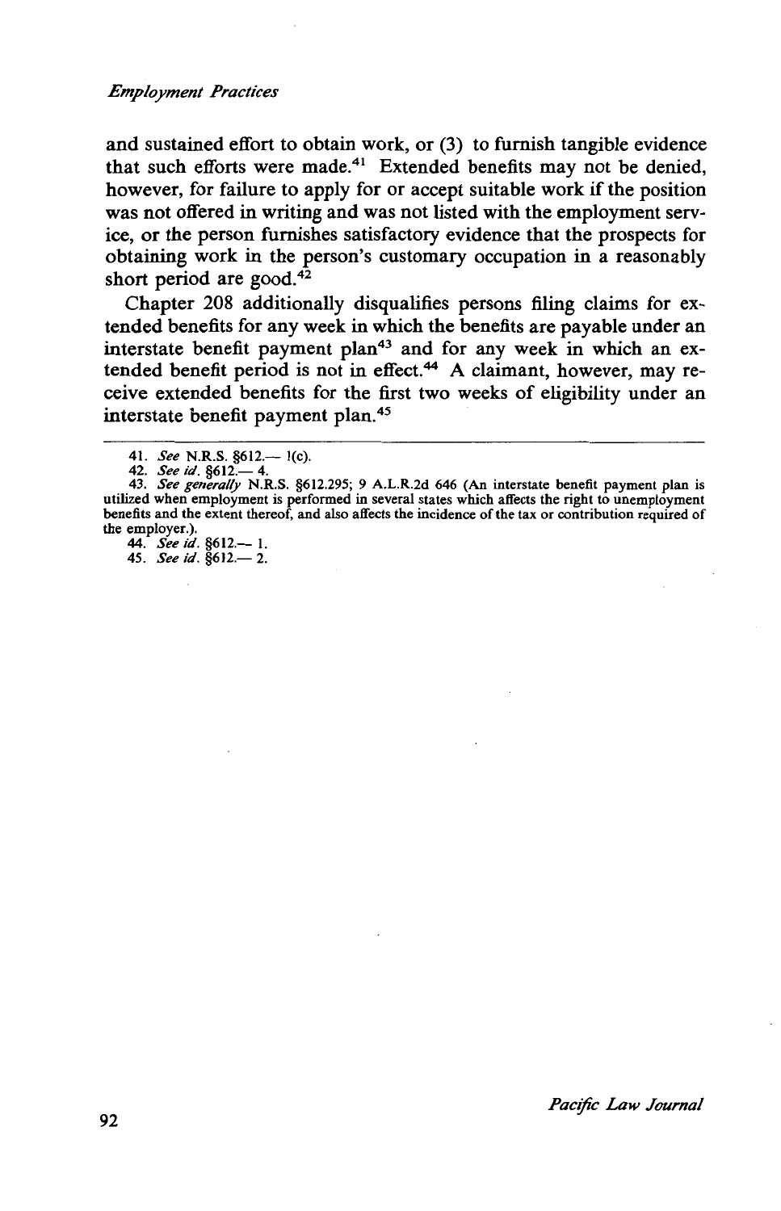and sustained effort to obtain work, or (3) to furnish tangible evidence that such efforts were made.[41] Extended benefits may not be denied, however, for failure to apply for or accept suitable work if the position was not offered in writing and was not listed with the employment service, or the person furnishes satisfactory evidence that the prospects for obtaining work in the person's customary occupation in a reasonably short period are good.[42]

Chapter 208 additionally disqualifies persons filing claims for extended benefits for any week in which the benefits are payable under an interstate benefit payment plan[43] and for any week in which an extended benefit period is not in effect.[44] A claimant, however, may receive extended benefits for the first two weeks of eligibility under an interstate benefit payment plan.[45]

---

41. *See* N.R.S. §612.— 1(c).
42. *See id.* §612.— 4.
43. *See generally* N.R.S. §612.295; 9 A.L.R.2d 646 (An interstate benefit payment plan is utilized when employment is performed in several states which affects the right to unemployment benefits and the extent thereof, and also affects the incidence of the tax or contribution required of the employer.).
44. *See id.* §612.— 1.
45. *See id.* §612.— 2.